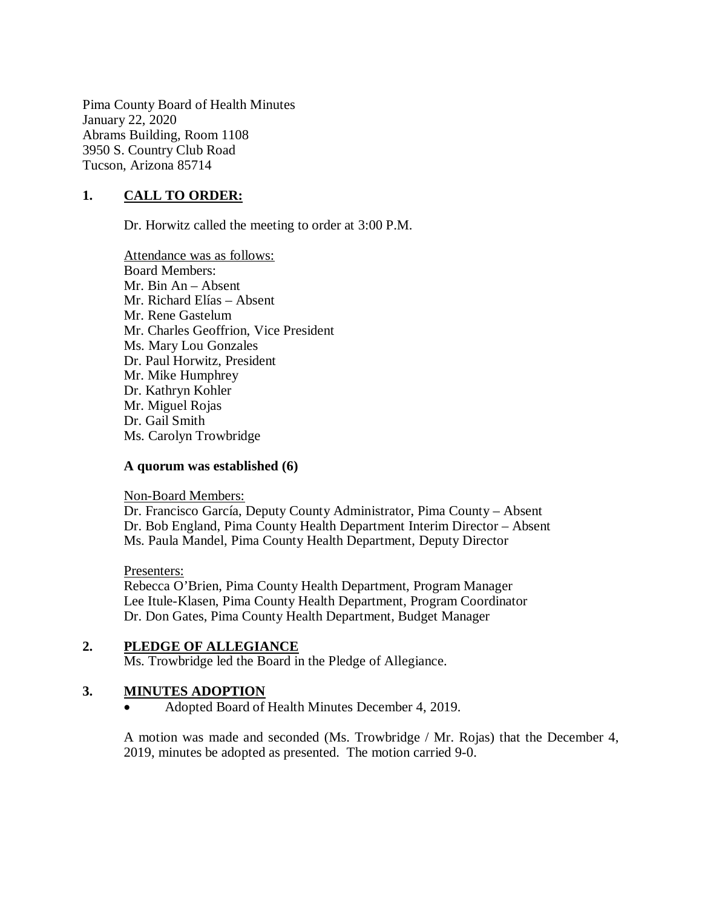Pima County Board of Health Minutes
January 22, 2020
Abrams Building, Room 1108
3950 S. Country Club Road
Tucson, Arizona 85714

## 1. CALL TO ORDER:

Dr. Horwitz called the meeting to order at 3:00 P.M.

Attendance was as follows:
Board Members:
Mr. Bin An – Absent
Mr. Richard Elías – Absent
Mr. Rene Gastelum
Mr. Charles Geoffrion, Vice President
Ms. Mary Lou Gonzales
Dr. Paul Horwitz, President
Mr. Mike Humphrey
Dr. Kathryn Kohler
Mr. Miguel Rojas
Dr. Gail Smith
Ms. Carolyn Trowbridge

**A quorum was established (6)**

Non-Board Members:
Dr. Francisco García, Deputy County Administrator, Pima County – Absent
Dr. Bob England, Pima County Health Department Interim Director – Absent
Ms. Paula Mandel, Pima County Health Department, Deputy Director

Presenters:
Rebecca O'Brien, Pima County Health Department, Program Manager
Lee Itule-Klasen, Pima County Health Department, Program Coordinator
Dr. Don Gates, Pima County Health Department, Budget Manager

## 2. PLEDGE OF ALLEGIANCE

Ms. Trowbridge led the Board in the Pledge of Allegiance.

## 3. MINUTES ADOPTION

- Adopted Board of Health Minutes December 4, 2019.

A motion was made and seconded (Ms. Trowbridge / Mr. Rojas) that the December 4, 2019, minutes be adopted as presented. The motion carried 9-0.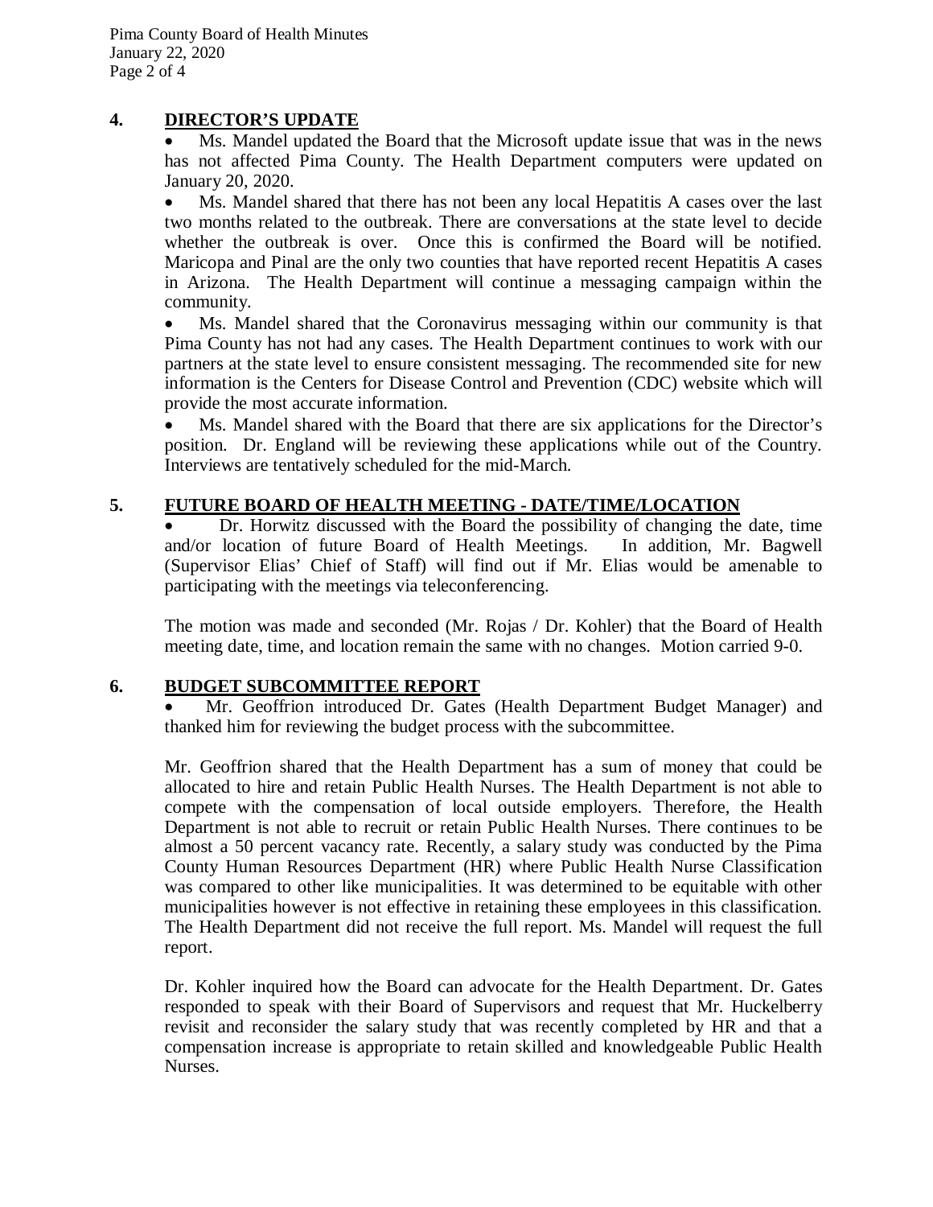## 4. DIRECTOR'S UPDATE

- Ms. Mandel updated the Board that the Microsoft update issue that was in the news has not affected Pima County. The Health Department computers were updated on January 20, 2020.
- Ms. Mandel shared that there has not been any local Hepatitis A cases over the last two months related to the outbreak. There are conversations at the state level to decide whether the outbreak is over. Once this is confirmed the Board will be notified. Maricopa and Pinal are the only two counties that have reported recent Hepatitis A cases in Arizona. The Health Department will continue a messaging campaign within the community.
- Ms. Mandel shared that the Coronavirus messaging within our community is that Pima County has not had any cases. The Health Department continues to work with our partners at the state level to ensure consistent messaging. The recommended site for new information is the Centers for Disease Control and Prevention (CDC) website which will provide the most accurate information.
- Ms. Mandel shared with the Board that there are six applications for the Director's position. Dr. England will be reviewing these applications while out of the Country. Interviews are tentatively scheduled for the mid-March.

## 5. FUTURE BOARD OF HEALTH MEETING - DATE/TIME/LOCATION

- Dr. Horwitz discussed with the Board the possibility of changing the date, time and/or location of future Board of Health Meetings. In addition, Mr. Bagwell (Supervisor Elias' Chief of Staff) will find out if Mr. Elias would be amenable to participating with the meetings via teleconferencing.

The motion was made and seconded (Mr. Rojas / Dr. Kohler) that the Board of Health meeting date, time, and location remain the same with no changes. Motion carried 9-0.

## 6. BUDGET SUBCOMMITTEE REPORT

- Mr. Geoffrion introduced Dr. Gates (Health Department Budget Manager) and thanked him for reviewing the budget process with the subcommittee.

Mr. Geoffrion shared that the Health Department has a sum of money that could be allocated to hire and retain Public Health Nurses. The Health Department is not able to compete with the compensation of local outside employers. Therefore, the Health Department is not able to recruit or retain Public Health Nurses. There continues to be almost a 50 percent vacancy rate. Recently, a salary study was conducted by the Pima County Human Resources Department (HR) where Public Health Nurse Classification was compared to other like municipalities. It was determined to be equitable with other municipalities however is not effective in retaining these employees in this classification. The Health Department did not receive the full report. Ms. Mandel will request the full report.

Dr. Kohler inquired how the Board can advocate for the Health Department. Dr. Gates responded to speak with their Board of Supervisors and request that Mr. Huckelberry revisit and reconsider the salary study that was recently completed by HR and that a compensation increase is appropriate to retain skilled and knowledgeable Public Health Nurses.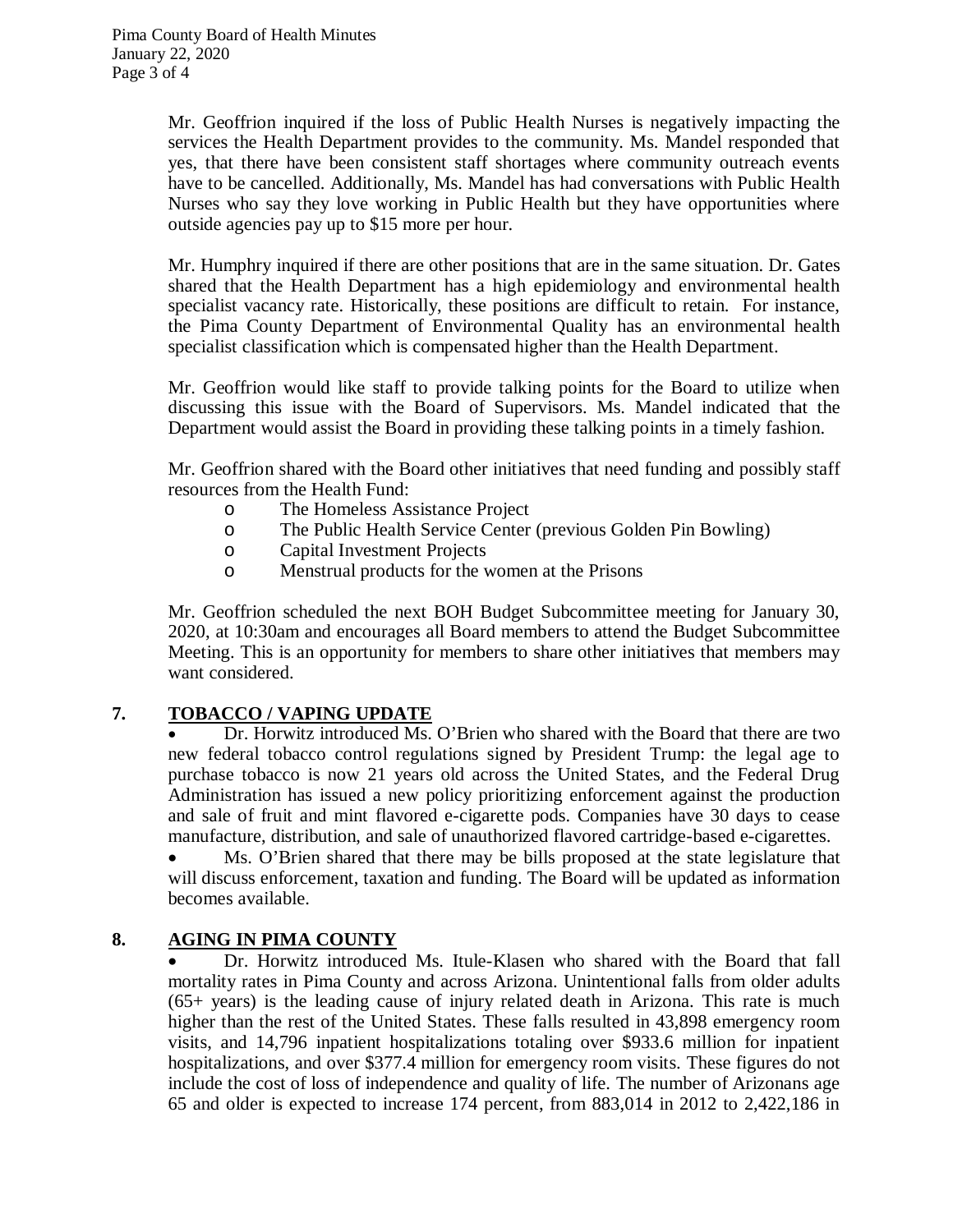Mr. Geoffrion inquired if the loss of Public Health Nurses is negatively impacting the services the Health Department provides to the community. Ms. Mandel responded that yes, that there have been consistent staff shortages where community outreach events have to be cancelled. Additionally, Ms. Mandel has had conversations with Public Health Nurses who say they love working in Public Health but they have opportunities where outside agencies pay up to $15 more per hour.

Mr. Humphry inquired if there are other positions that are in the same situation. Dr. Gates shared that the Health Department has a high epidemiology and environmental health specialist vacancy rate. Historically, these positions are difficult to retain. For instance, the Pima County Department of Environmental Quality has an environmental health specialist classification which is compensated higher than the Health Department.

Mr. Geoffrion would like staff to provide talking points for the Board to utilize when discussing this issue with the Board of Supervisors. Ms. Mandel indicated that the Department would assist the Board in providing these talking points in a timely fashion.

Mr. Geoffrion shared with the Board other initiatives that need funding and possibly staff resources from the Health Fund:

- The Homeless Assistance Project
- The Public Health Service Center (previous Golden Pin Bowling)
- Capital Investment Projects
- Menstrual products for the women at the Prisons

Mr. Geoffrion scheduled the next BOH Budget Subcommittee meeting for January 30, 2020, at 10:30am and encourages all Board members to attend the Budget Subcommittee Meeting. This is an opportunity for members to share other initiatives that members may want considered.

## 7. TOBACCO / VAPING UPDATE

- Dr. Horwitz introduced Ms. O'Brien who shared with the Board that there are two new federal tobacco control regulations signed by President Trump: the legal age to purchase tobacco is now 21 years old across the United States, and the Federal Drug Administration has issued a new policy prioritizing enforcement against the production and sale of fruit and mint flavored e-cigarette pods. Companies have 30 days to cease manufacture, distribution, and sale of unauthorized flavored cartridge-based e-cigarettes.
- Ms. O'Brien shared that there may be bills proposed at the state legislature that will discuss enforcement, taxation and funding. The Board will be updated as information becomes available.

## 8. AGING IN PIMA COUNTY

- Dr. Horwitz introduced Ms. Itule-Klasen who shared with the Board that fall mortality rates in Pima County and across Arizona. Unintentional falls from older adults (65+ years) is the leading cause of injury related death in Arizona. This rate is much higher than the rest of the United States. These falls resulted in 43,898 emergency room visits, and 14,796 inpatient hospitalizations totaling over $933.6 million for inpatient hospitalizations, and over $377.4 million for emergency room visits. These figures do not include the cost of loss of independence and quality of life. The number of Arizonans age 65 and older is expected to increase 174 percent, from 883,014 in 2012 to 2,422,186 in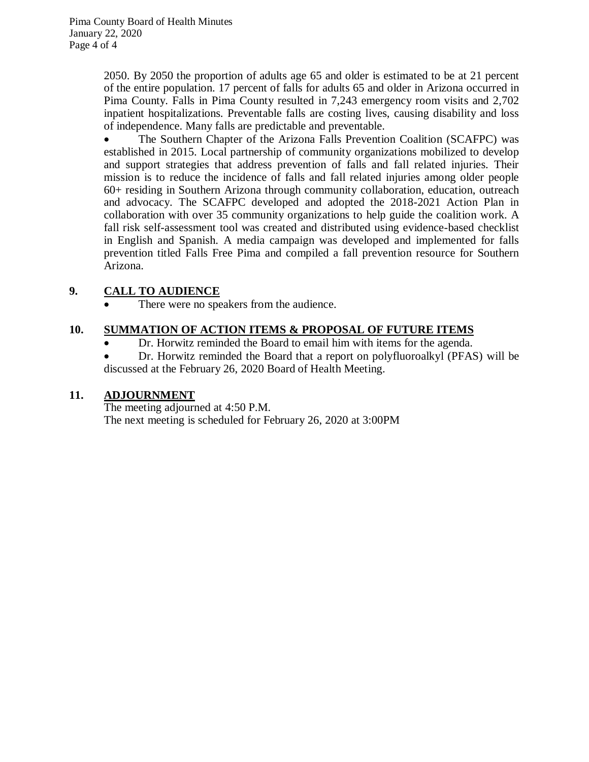2050. By 2050 the proportion of adults age 65 and older is estimated to be at 21 percent of the entire population. 17 percent of falls for adults 65 and older in Arizona occurred in Pima County. Falls in Pima County resulted in 7,243 emergency room visits and 2,702 inpatient hospitalizations. Preventable falls are costing lives, causing disability and loss of independence. Many falls are predictable and preventable.

- The Southern Chapter of the Arizona Falls Prevention Coalition (SCAFPC) was established in 2015. Local partnership of community organizations mobilized to develop and support strategies that address prevention of falls and fall related injuries. Their mission is to reduce the incidence of falls and fall related injuries among older people 60+ residing in Southern Arizona through community collaboration, education, outreach and advocacy. The SCAFPC developed and adopted the 2018-2021 Action Plan in collaboration with over 35 community organizations to help guide the coalition work. A fall risk self-assessment tool was created and distributed using evidence-based checklist in English and Spanish. A media campaign was developed and implemented for falls prevention titled Falls Free Pima and compiled a fall prevention resource for Southern Arizona.

## 9. CALL TO AUDIENCE

- There were no speakers from the audience.

## 10. SUMMATION OF ACTION ITEMS & PROPOSAL OF FUTURE ITEMS

- Dr. Horwitz reminded the Board to email him with items for the agenda.
- Dr. Horwitz reminded the Board that a report on polyfluoroalkyl (PFAS) will be discussed at the February 26, 2020 Board of Health Meeting.

## 11. ADJOURNMENT

The meeting adjourned at 4:50 P.M.
The next meeting is scheduled for February 26, 2020 at 3:00PM